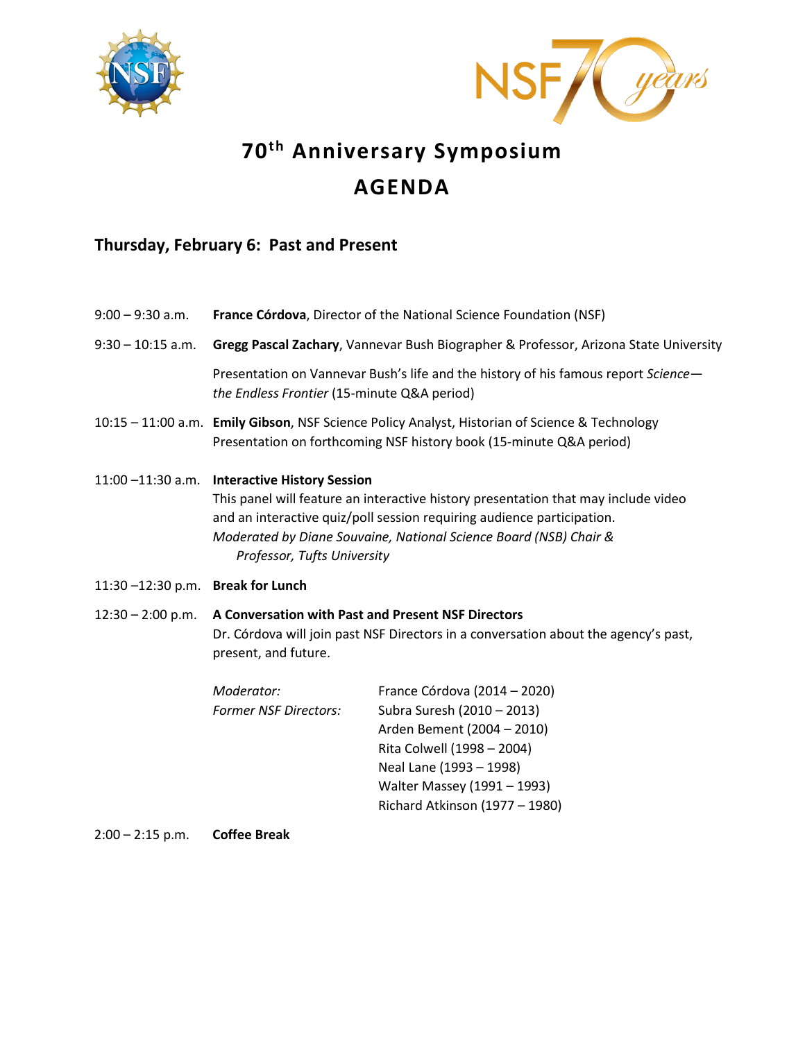# 70th Anniversary Symposium

# AGENDA

## Thursday, February 6: Past and Present

9:00 – 9:30 a.m. **France Córdova**, Director of the National Science Foundation (NSF)

9:30 – 10:15 a.m. **Gregg Pascal Zachary**, Vannevar Bush Biographer & Professor, Arizona State University

Presentation on Vannevar Bush's life and the history of his famous report *Science—the Endless Frontier* (15-minute Q&A period)

10:15 – 11:00 a.m. **Emily Gibson**, NSF Science Policy Analyst, Historian of Science & Technology
Presentation on forthcoming NSF history book (15-minute Q&A period)

11:00 –11:30 a.m. **Interactive History Session**
This panel will feature an interactive history presentation that may include video and an interactive quiz/poll session requiring audience participation.
*Moderated by Diane Souvaine, National Science Board (NSB) Chair & Professor, Tufts University*

11:30 –12:30 p.m. **Break for Lunch**

12:30 – 2:00 p.m. **A Conversation with Past and Present NSF Directors**
Dr. Córdova will join past NSF Directors in a conversation about the agency's past, present, and future.

*Moderator:* France Córdova (2014 – 2020)
*Former NSF Directors:* Subra Suresh (2010 – 2013)
Arden Bement (2004 – 2010)
Rita Colwell (1998 – 2004)
Neal Lane (1993 – 1998)
Walter Massey (1991 – 1993)
Richard Atkinson (1977 – 1980)

2:00 – 2:15 p.m. **Coffee Break**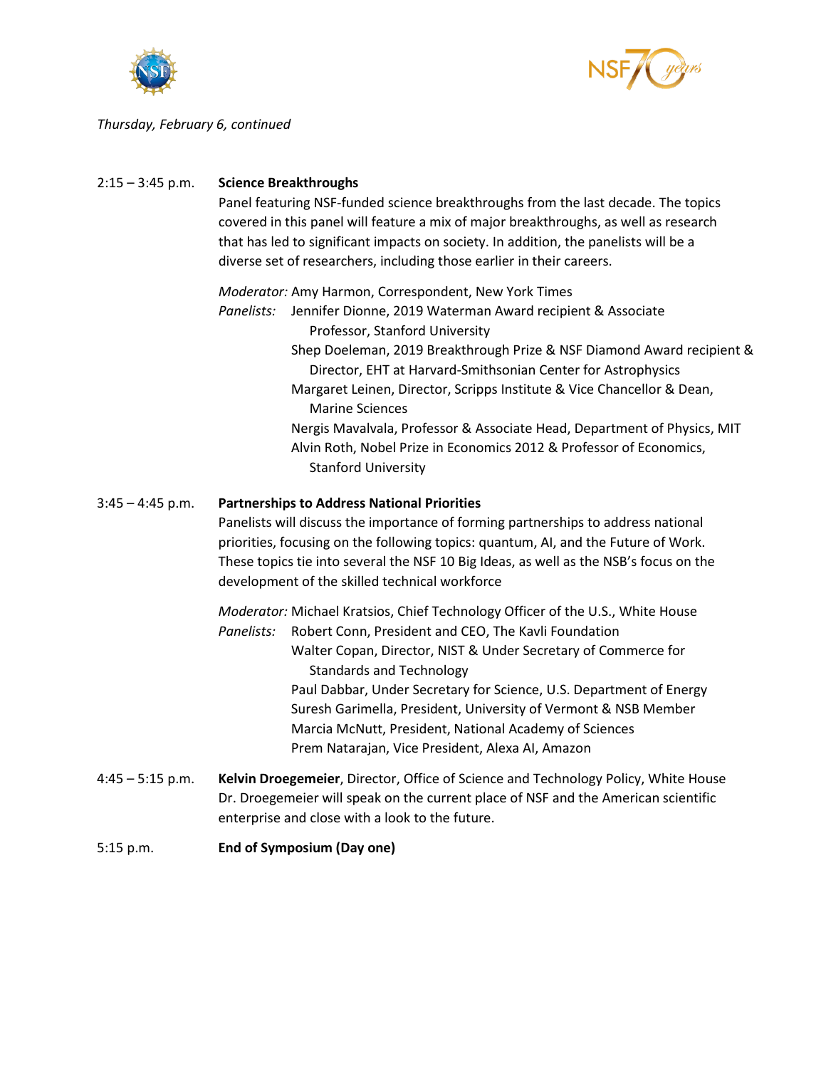*Thursday, February 6, continued*

**2:15 – 3:45 p.m. Science Breakthroughs**

Panel featuring NSF-funded science breakthroughs from the last decade. The topics covered in this panel will feature a mix of major breakthroughs, as well as research that has led to significant impacts on society. In addition, the panelists will be a diverse set of researchers, including those earlier in their careers.

*Moderator:* Amy Harmon, Correspondent, New York Times

*Panelists:*
- Jennifer Dionne, 2019 Waterman Award recipient & Associate Professor, Stanford University
- Shep Doeleman, 2019 Breakthrough Prize & NSF Diamond Award recipient & Director, EHT at Harvard-Smithsonian Center for Astrophysics
- Margaret Leinen, Director, Scripps Institute & Vice Chancellor & Dean, Marine Sciences
- Nergis Mavalvala, Professor & Associate Head, Department of Physics, MIT
- Alvin Roth, Nobel Prize in Economics 2012 & Professor of Economics, Stanford University

**3:45 – 4:45 p.m. Partnerships to Address National Priorities**

Panelists will discuss the importance of forming partnerships to address national priorities, focusing on the following topics: quantum, AI, and the Future of Work. These topics tie into several the NSF 10 Big Ideas, as well as the NSB's focus on the development of the skilled technical workforce

*Moderator:* Michael Kratsios, Chief Technology Officer of the U.S., White House

*Panelists:*
- Robert Conn, President and CEO, The Kavli Foundation
- Walter Copan, Director, NIST & Under Secretary of Commerce for Standards and Technology
- Paul Dabbar, Under Secretary for Science, U.S. Department of Energy
- Suresh Garimella, President, University of Vermont & NSB Member
- Marcia McNutt, President, National Academy of Sciences
- Prem Natarajan, Vice President, Alexa AI, Amazon

**4:45 – 5:15 p.m.** **Kelvin Droegemeier**, Director, Office of Science and Technology Policy, White House

Dr. Droegemeier will speak on the current place of NSF and the American scientific enterprise and close with a look to the future.

**5:15 p.m. End of Symposium (Day one)**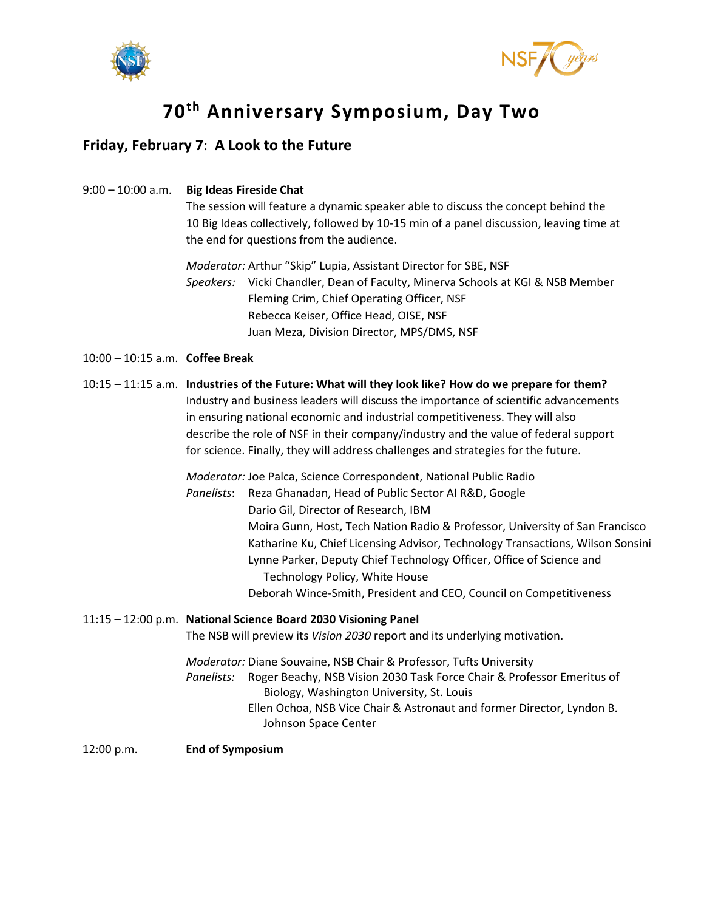# 70th Anniversary Symposium, Day Two

## Friday, February 7: A Look to the Future

9:00 – 10:00 a.m. **Big Ideas Fireside Chat**

The session will feature a dynamic speaker able to discuss the concept behind the 10 Big Ideas collectively, followed by 10-15 min of a panel discussion, leaving time at the end for questions from the audience.

*Moderator:* Arthur "Skip" Lupia, Assistant Director for SBE, NSF
*Speakers:* Vicki Chandler, Dean of Faculty, Minerva Schools at KGI & NSB Member
Fleming Crim, Chief Operating Officer, NSF
Rebecca Keiser, Office Head, OISE, NSF
Juan Meza, Division Director, MPS/DMS, NSF

10:00 – 10:15 a.m. **Coffee Break**

10:15 – 11:15 a.m. **Industries of the Future: What will they look like? How do we prepare for them?**

Industry and business leaders will discuss the importance of scientific advancements in ensuring national economic and industrial competitiveness. They will also describe the role of NSF in their company/industry and the value of federal support for science. Finally, they will address challenges and strategies for the future.

*Moderator:* Joe Palca, Science Correspondent, National Public Radio
*Panelists*: Reza Ghanadan, Head of Public Sector AI R&D, Google
Dario Gil, Director of Research, IBM
Moira Gunn, Host, Tech Nation Radio & Professor, University of San Francisco
Katharine Ku, Chief Licensing Advisor, Technology Transactions, Wilson Sonsini
Lynne Parker, Deputy Chief Technology Officer, Office of Science and Technology Policy, White House
Deborah Wince-Smith, President and CEO, Council on Competitiveness

11:15 – 12:00 p.m. **National Science Board 2030 Visioning Panel**

The NSB will preview its *Vision 2030* report and its underlying motivation.

*Moderator:* Diane Souvaine, NSB Chair & Professor, Tufts University
*Panelists:* Roger Beachy, NSB Vision 2030 Task Force Chair & Professor Emeritus of Biology, Washington University, St. Louis
Ellen Ochoa, NSB Vice Chair & Astronaut and former Director, Lyndon B. Johnson Space Center

12:00 p.m. **End of Symposium**